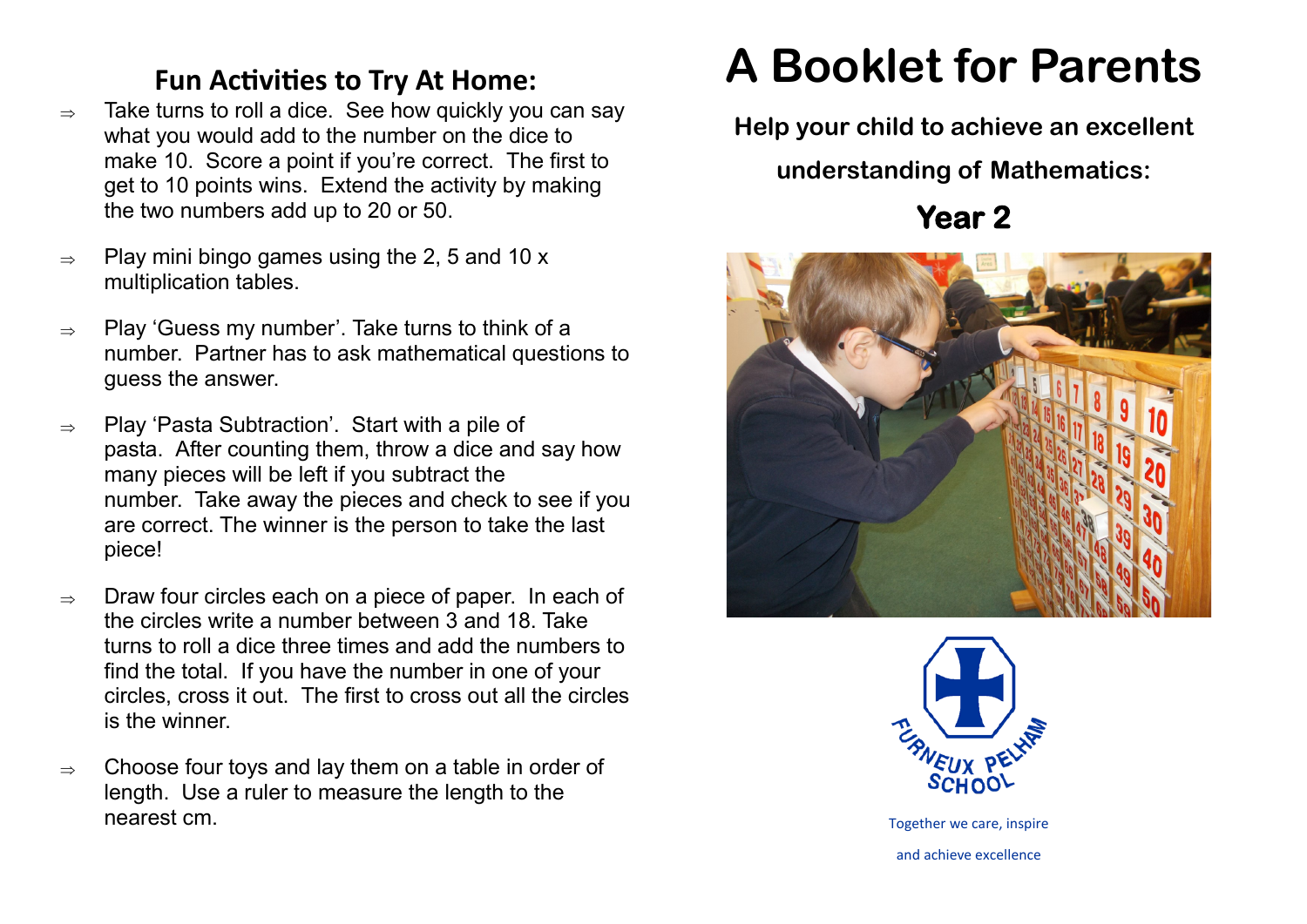## Fun Activities to Try At Home:

- Take turns to roll a dice. See how quickly you can say what you would add to the number on the dice to make 10. Score a point if you're correct. The first to get to 10 points wins. Extend the activity by making the two numbers add up to 20 or 50.
- Play mini bingo games using the 2, 5 and 10 x multiplication tables.
- Play 'Guess my number'. Take turns to think of a number. Partner has to ask mathematical questions to guess the answer.
- Play 'Pasta Subtraction'. Start with a pile of pasta. After counting them, throw a dice and say how many pieces will be left if you subtract the number. Take away the pieces and check to see if you are correct. The winner is the person to take the last piece!
- Draw four circles each on a piece of paper. In each of the circles write a number between 3 and 18. Take turns to roll a dice three times and add the numbers to find the total. If you have the number in one of your circles, cross it out. The first to cross out all the circles is the winner.
- Choose four toys and lay them on a table in order of length. Use a ruler to measure the length to the nearest cm.

# A Booklet for Parents

**Help your child to achieve an excellent understanding of Mathematics:**

## Year 2

FURNEUX PELHAM SCHOOL

Together we care, inspire and achieve excellence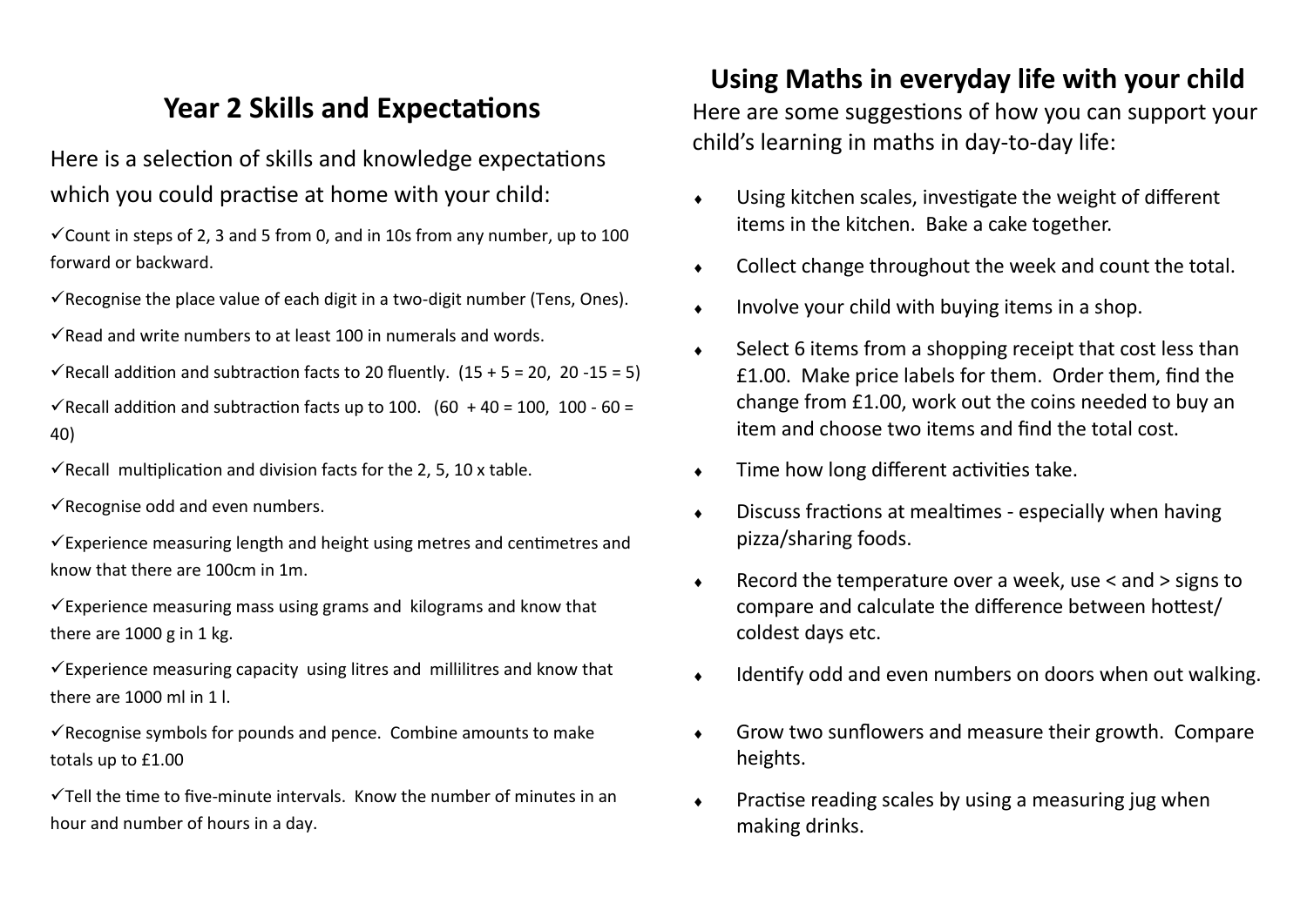## Year 2 Skills and Expectations

Here is a selection of skills and knowledge expectations which you could practise at home with your child:

✓Count in steps of 2, 3 and 5 from 0, and in 10s from any number, up to 100 forward or backward.

✓Recognise the place value of each digit in a two-digit number (Tens, Ones).

✓Read and write numbers to at least 100 in numerals and words.

✓Recall addition and subtraction facts to 20 fluently. (15 + 5 = 20, 20 -15 = 5)

✓Recall addition and subtraction facts up to 100. (60 + 40 = 100, 100 - 60 = 40)

✓Recall multiplication and division facts for the 2, 5, 10 x table.

✓Recognise odd and even numbers.

✓Experience measuring length and height using metres and centimetres and know that there are 100cm in 1m.

✓Experience measuring mass using grams and kilograms and know that there are 1000 g in 1 kg.

✓Experience measuring capacity using litres and millilitres and know that there are 1000 ml in 1 l.

✓Recognise symbols for pounds and pence. Combine amounts to make totals up to £1.00

✓Tell the time to five-minute intervals. Know the number of minutes in an hour and number of hours in a day.

## Using Maths in everyday life with your child

Here are some suggestions of how you can support your child's learning in maths in day-to-day life:

- Using kitchen scales, investigate the weight of different items in the kitchen. Bake a cake together.
- Collect change throughout the week and count the total.
- Involve your child with buying items in a shop.
- Select 6 items from a shopping receipt that cost less than £1.00. Make price labels for them. Order them, find the change from £1.00, work out the coins needed to buy an item and choose two items and find the total cost.
- Time how long different activities take.
- Discuss fractions at mealtimes - especially when having pizza/sharing foods.
- Record the temperature over a week, use < and > signs to compare and calculate the difference between hottest/ coldest days etc.
- Identify odd and even numbers on doors when out walking.
- Grow two sunflowers and measure their growth. Compare heights.
- Practise reading scales by using a measuring jug when making drinks.